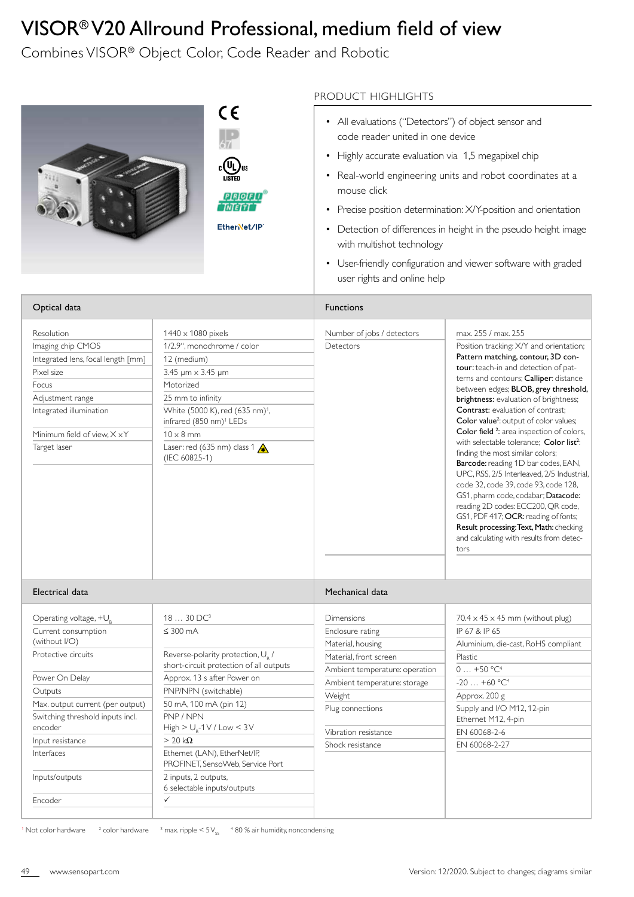# VISOR® V20 Allround Professional, medium field of view

Combines VISOR® Object Color, Code Reader and Robotic

## PRODUCT HIGHLIGHTS

- All evaluations ("Detectors") of object sensor and code reader united in one device
- Highly accurate evaluation via 1,5 megapixel chip
- Real-world engineering units and robot coordinates at a mouse click
- Precise position determination: X/Y-position and orientation
- Detection of differences in height in the pseudo height image with multishot technology
- User-friendly configuration and viewer software with graded user rights and online help

## Optical data

| | |
|---|---|
| Resolution | 1440 x 1080 pixels |
| Imaging chip CMOS | 1/2.9", monochrome / color |
| Integrated lens, focal length [mm] | 12 (medium) |
| Pixel size | 3.45 µm x 3.45 µm |
| Focus | Motorized |
| Adjustment range | 25 mm to infinity |
| Integrated illumination | White (5000 K), red (635 nm)[1], infrared (850 nm)[1] LEDs |
| Minimum field of view, X x Y | 10 x 8 mm |
| Target laser | Laser: red (635 nm) class 1 (IEC 60825-1) |

## Functions

| | |
|---|---|
| Number of jobs / detectors | max. 255 / max. 255 |
| Detectors | Position tracking: X/Y and orientation; **Pattern matching, contour, 3D contour:** teach-in and detection of patterns and contours; **Calliper:** distance between edges; **BLOB, grey threshold, brightness:** evaluation of brightness; **Contrast:** evaluation of contrast; **Color value**[2]: output of color values; **Color field** [2]: area inspection of colors, with selectable tolerance; **Color list**[2]: finding the most similar colors; **Barcode:** reading 1D bar codes, EAN, UPC, RSS, 2/5 Interleaved, 2/5 Industrial, code 32, code 39, code 93, code 128, GS1, pharm code, codabar; **Datacode:** reading 2D codes: ECC200, QR code, GS1, PDF 417; **OCR:** reading of fonts; **Result processing: Text, Math:** checking and calculating with results from detectors |

## Electrical data

| | |
|---|---|
| Operating voltage, $+U_B$ | 18 … 30 DC[3] |
| Current consumption (without I/O) | ≤ 300 mA |
| Protective circuits | Reverse-polarity protection, $U_B$ / short-circuit protection of all outputs |
| Power On Delay | Approx. 13 s after Power on |
| Outputs | PNP/NPN (switchable) |
| Max. output current (per output) | 50 mA, 100 mA (pin 12) |
| Switching threshold inputs incl. encoder | PNP / NPN<br>High > $U_B$-1 V / Low < 3 V |
| Input resistance | > 20 kΩ |
| Interfaces | Ethernet (LAN), EtherNet/IP, PROFINET, SensoWeb, Service Port |
| Inputs/outputs | 2 inputs, 2 outputs, 6 selectable inputs/outputs |
| Encoder | ✓ |

## Mechanical data

| | |
|---|---|
| Dimensions | 70.4 x 45 x 45 mm (without plug) |
| Enclosure rating | IP 67 & IP 65 |
| Material, housing | Aluminium, die-cast, RoHS compliant |
| Material, front screen | Plastic |
| Ambient temperature: operation | 0 … +50 °C[4] |
| Ambient temperature: storage | -20 … +60 °C[4] |
| Weight | Approx. 200 g |
| Plug connections | Supply and I/O M12, 12-pin<br>Ethernet M12, 4-pin |
| Vibration resistance | EN 60068-2-6 |
| Shock resistance | EN 60068-2-27 |

[1] Not color hardware [2] color hardware [3] max. ripple < 5 $V_{ss}$ [4] 80 % air humidity, noncondensing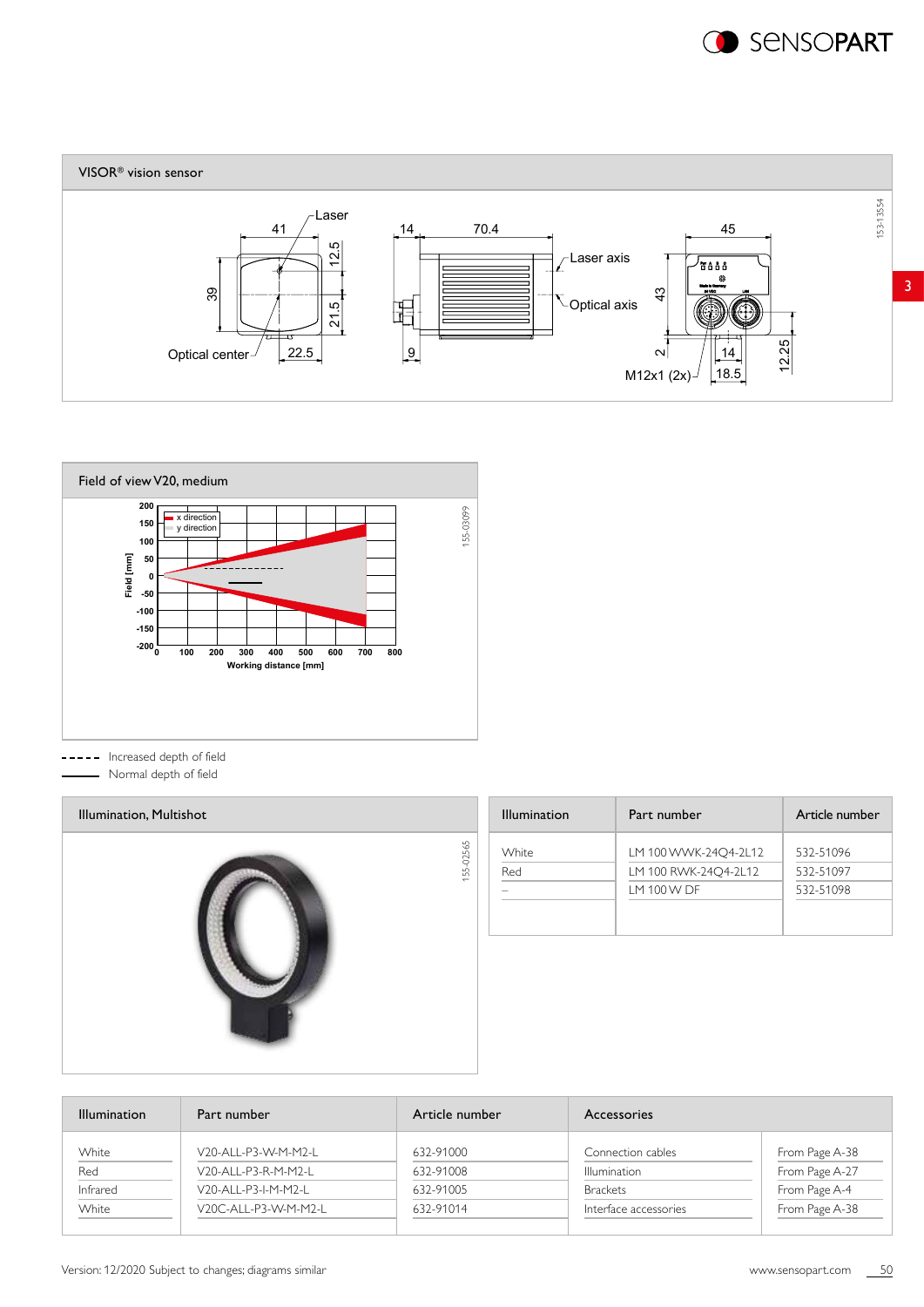## VISOR® vision sensor

41
Laser
39
12.5
21.5
Optical center
22.5
14
70.4
9
Laser axis
Optical axis
45
43
2
M12x1 (2x)
14
18.5
12.25

153-13554

## Field of view V20, medium

x direction
y direction
Field [mm]
200
150
100
50
0
-50
-100
-150
-200
0
100
200
300
400
500
600
700
800
Working distance [mm]

155-03099

- - - - - Increased depth of field
——— Normal depth of field

## Illumination, Multishot

155-02565

| Illumination | Part number | Article number |
|---|---|---|
| White | LM 100 WWK-24Q4-2L12 | 532-51096 |
| Red | LM 100 RWK-24Q4-2L12 | 532-51097 |
| – | LM 100 W DF | 532-51098 |

| Illumination | Part number | Article number | Accessories | |
|---|---|---|---|---|
| White | V20-ALL-P3-W-M-M2-L | 632-91000 | Connection cables | From Page A-38 |
| Red | V20-ALL-P3-R-M-M2-L | 632-91008 | Illumination | From Page A-27 |
| Infrared | V20-ALL-P3-I-M-M2-L | 632-91005 | Brackets | From Page A-4 |
| White | V20C-ALL-P3-W-M-M2-L | 632-91014 | Interface accessories | From Page A-38 |

Version: 12/2020 Subject to changes; diagrams similar